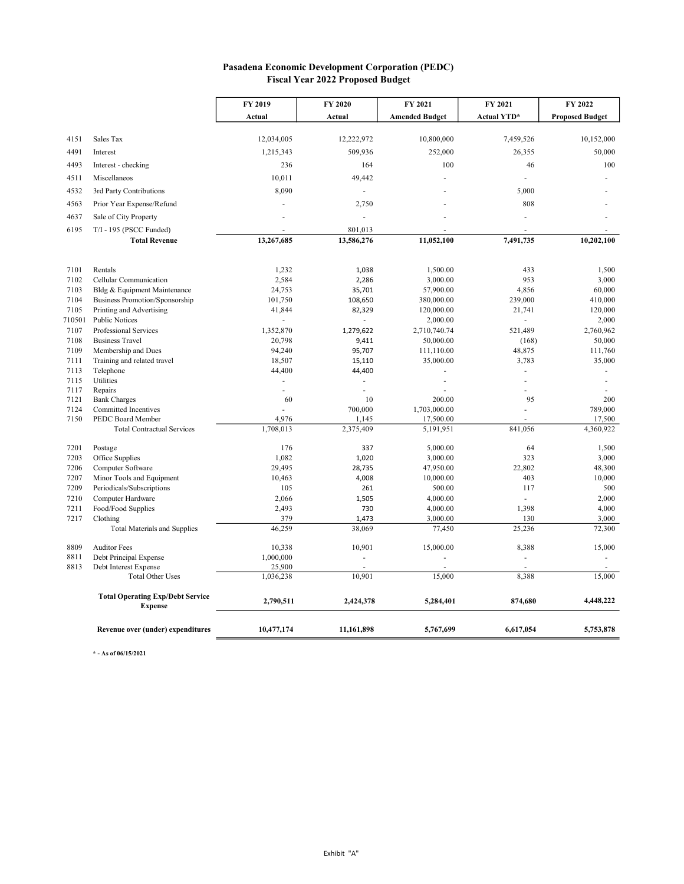# Pasadena Economic Development Corporation (PEDC)
## Fiscal Year 2022 Proposed Budget

| | | FY 2019 Actual | FY 2020 Actual | FY 2021 Amended Budget | FY 2021 Actual YTD* | FY 2022 Proposed Budget |
|---|---|---|---|---|---|---|
| 4151 | Sales Tax | 12,034,005 | 12,222,972 | 10,800,000 | 7,459,526 | 10,152,000 |
| 4491 | Interest | 1,215,343 | 509,936 | 252,000 | 26,355 | 50,000 |
| 4493 | Interest - checking | 236 | 164 | 100 | 46 | 100 |
| 4511 | Miscellaneos | 10,011 | 49,442 | - | - | - |
| 4532 | 3rd Party Contributions | 8,090 | - | - | 5,000 | - |
| 4563 | Prior Year Expense/Refund | - | 2,750 | - | 808 | - |
| 4637 | Sale of City Property | - | - | - | - | - |
| 6195 | T/I - 195 (PSCC Funded) | - | 801,013 | - | - | - |
| | **Total Revenue** | **13,267,685** | **13,586,276** | **11,052,100** | **7,491,735** | **10,202,100** |
| | | | | | | |
| 7101 | Rentals | 1,232 | 1,038 | 1,500.00 | 433 | 1,500 |
| 7102 | Cellular Communication | 2,584 | 2,286 | 3,000.00 | 953 | 3,000 |
| 7103 | Bldg & Equipment Maintenance | 24,753 | 35,701 | 57,900.00 | 4,856 | 60,000 |
| 7104 | Business Promotion/Sponsorship | 101,750 | 108,650 | 380,000.00 | 239,000 | 410,000 |
| 7105 | Printing and Advertising | 41,844 | 82,329 | 120,000.00 | 21,741 | 120,000 |
| 710501 | Public Notices | - | - | 2,000.00 | - | 2,000 |
| 7107 | Professional Services | 1,352,870 | 1,279,622 | 2,710,740.74 | 521,489 | 2,760,962 |
| 7108 | Business Travel | 20,798 | 9,411 | 50,000.00 | (168) | 50,000 |
| 7109 | Membership and Dues | 94,240 | 95,707 | 111,110.00 | 48,875 | 111,760 |
| 7111 | Training and related travel | 18,507 | 15,110 | 35,000.00 | 3,783 | 35,000 |
| 7113 | Telephone | 44,400 | 44,400 | - | - | - |
| 7115 | Utilities | - | - | - | - | - |
| 7117 | Repairs | - | - | - | - | - |
| 7121 | Bank Charges | 60 | 10 | 200.00 | 95 | 200 |
| 7124 | Committed Incentives | - | 700,000 | 1,703,000.00 | - | 789,000 |
| 7150 | PEDC Board Member | 4,976 | 1,145 | 17,500.00 | - | 17,500 |
| | Total Contractual Services | 1,708,013 | 2,375,409 | 5,191,951 | 841,056 | 4,360,922 |
| | | | | | | |
| 7201 | Postage | 176 | 337 | 5,000.00 | 64 | 1,500 |
| 7203 | Office Supplies | 1,082 | 1,020 | 3,000.00 | 323 | 3,000 |
| 7206 | Computer Software | 29,495 | 28,735 | 47,950.00 | 22,802 | 48,300 |
| 7207 | Minor Tools and Equipment | 10,463 | 4,008 | 10,000.00 | 403 | 10,000 |
| 7209 | Periodicals/Subscriptions | 105 | 261 | 500.00 | 117 | 500 |
| 7210 | Computer Hardware | 2,066 | 1,505 | 4,000.00 | - | 2,000 |
| 7211 | Food/Food Supplies | 2,493 | 730 | 4,000.00 | 1,398 | 4,000 |
| 7217 | Clothing | 379 | 1,473 | 3,000.00 | 130 | 3,000 |
| | Total Materials and Supplies | 46,259 | 38,069 | 77,450 | 25,236 | 72,300 |
| | | | | | | |
| 8809 | Auditor Fees | 10,338 | 10,901 | 15,000.00 | 8,388 | 15,000 |
| 8811 | Debt Principal Expense | 1,000,000 | - | - | - | - |
| 8813 | Debt Interest Expense | 25,900 | - | - | - | - |
| | Total Other Uses | 1,036,238 | 10,901 | 15,000 | 8,388 | 15,000 |
| | | | | | | |
| | **Total Operating Exp/Debt Service Expense** | **2,790,511** | **2,424,378** | **5,284,401** | **874,680** | **4,448,222** |
| | | | | | | |
| | **Revenue over (under) expenditures** | **10,477,174** | **11,161,898** | **5,767,699** | **6,617,054** | **5,753,878** |

**\* - As of 06/15/2021**

Exhibit "A"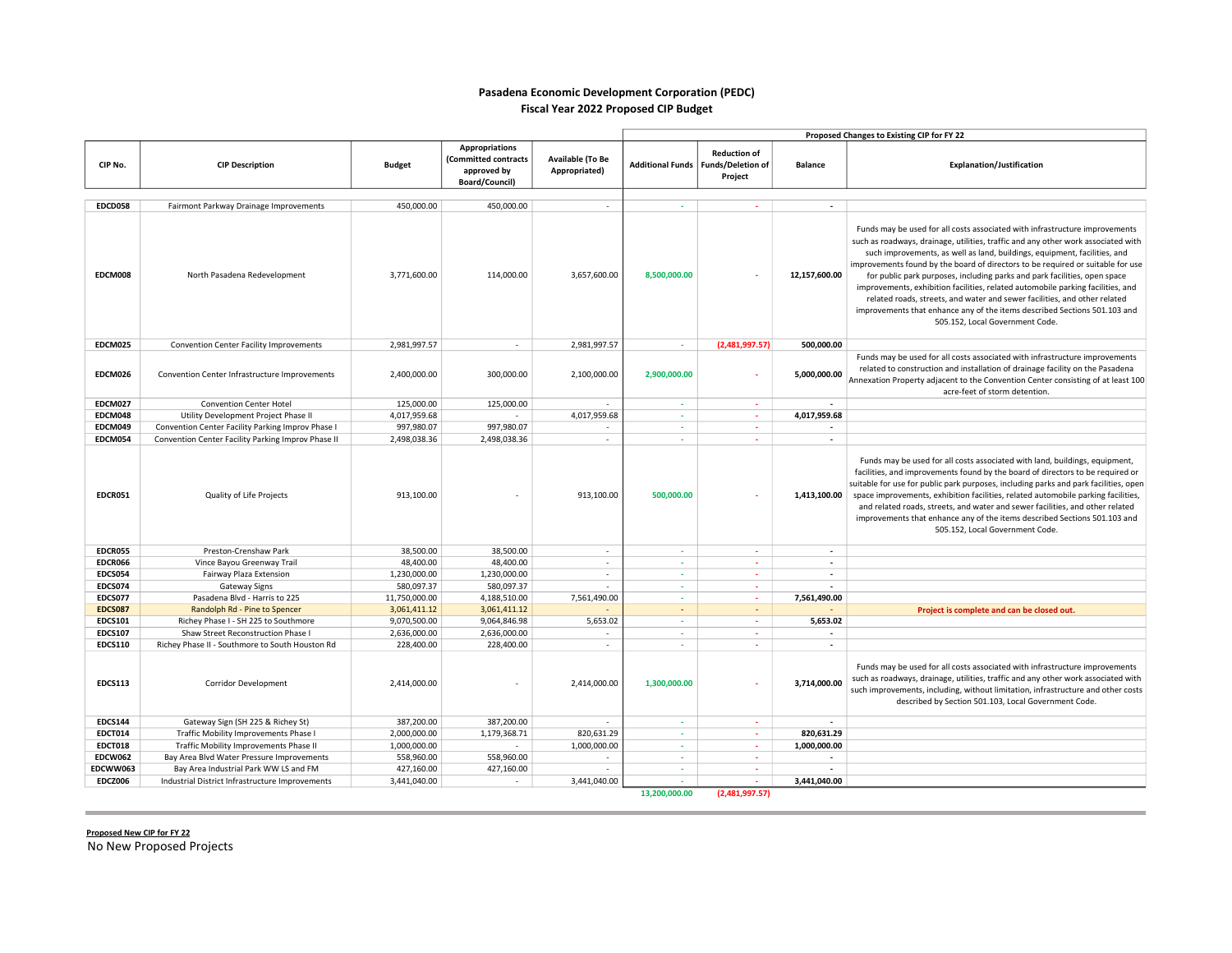# Pasadena Economic Development Corporation (PEDC)
## Fiscal Year 2022 Proposed CIP Budget

| CIP No. | CIP Description | Budget | Appropriations (Committed contracts approved by Board/Council) | Available (To Be Appropriated) | Proposed Changes to Existing CIP for FY 22 | | | |
|---|---|---|---|---|---|---|---|---|
| | | | | | Additional Funds | Reduction of Funds/Deletion of Project | Balance | Explanation/Justification |
| EDCD058 | Fairmont Parkway Drainage Improvements | 450,000.00 | 450,000.00 | - | - | - | - | |
| EDCM008 | North Pasadena Redevelopment | 3,771,600.00 | 114,000.00 | 3,657,600.00 | 8,500,000.00 | - | 12,157,600.00 | Funds may be used for all costs associated with infrastructure improvements such as roadways, drainage, utilities, traffic and any other work associated with such improvements, as well as land, buildings, equipment, facilities, and improvements found by the board of directors to be required or suitable for use for public park purposes, including parks and park facilities, open space improvements, exhibition facilities, related automobile parking facilities, and related roads, streets, and water and sewer facilities, and other related improvements that enhance any of the items described Sections 501.103 and 505.152, Local Government Code. |
| EDCM025 | Convention Center Facility Improvements | 2,981,997.57 | - | 2,981,997.57 | - | (2,481,997.57) | 500,000.00 | |
| EDCM026 | Convention Center Infrastructure Improvements | 2,400,000.00 | 300,000.00 | 2,100,000.00 | 2,900,000.00 | - | 5,000,000.00 | Funds may be used for all costs associated with infrastructure improvements related to construction and installation of drainage facility on the Pasadena Annexation Property adjacent to the Convention Center consisting of at least 100 acre-feet of storm detention. |
| EDCM027 | Convention Center Hotel | 125,000.00 | 125,000.00 | - | - | - | - | |
| EDCM048 | Utility Development Project Phase II | 4,017,959.68 | - | 4,017,959.68 | - | - | 4,017,959.68 | |
| EDCM049 | Convention Center Facility Parking Improv Phase I | 997,980.07 | 997,980.07 | - | - | - | - | |
| EDCM054 | Convention Center Facility Parking Improv Phase II | 2,498,038.36 | 2,498,038.36 | - | - | - | - | |
| EDCR051 | Quality of Life Projects | 913,100.00 | - | 913,100.00 | 500,000.00 | - | 1,413,100.00 | Funds may be used for all costs associated with land, buildings, equipment, facilities, and improvements found by the board of directors to be required or suitable for use for public park purposes, including parks and park facilities, open space improvements, exhibition facilities, related automobile parking facilities, and related roads, streets, and water and sewer facilities, and other related improvements that enhance any of the items described Sections 501.103 and 505.152, Local Government Code. |
| EDCR055 | Preston-Crenshaw Park | 38,500.00 | 38,500.00 | - | - | - | - | |
| EDCR066 | Vince Bayou Greenway Trail | 48,400.00 | 48,400.00 | - | - | - | - | |
| EDCS054 | Fairway Plaza Extension | 1,230,000.00 | 1,230,000.00 | - | - | - | - | |
| EDCS074 | Gateway Signs | 580,097.37 | 580,097.37 | - | - | - | - | |
| EDCS077 | Pasadena Blvd - Harris to 225 | 11,750,000.00 | 4,188,510.00 | 7,561,490.00 | - | - | 7,561,490.00 | |
| EDCS087 | Randolph Rd - Pine to Spencer | 3,061,411.12 | 3,061,411.12 | - | - | - | - | **Project is complete and can be closed out.** |
| EDCS101 | Richey Phase I - SH 225 to Southmore | 9,070,500.00 | 9,064,846.98 | 5,653.02 | - | - | 5,653.02 | |
| EDCS107 | Shaw Street Reconstruction Phase I | 2,636,000.00 | 2,636,000.00 | - | - | - | - | |
| EDCS110 | Richey Phase II - Southmore to South Houston Rd | 228,400.00 | 228,400.00 | - | - | - | - | |
| EDCS113 | Corridor Development | 2,414,000.00 | - | 2,414,000.00 | 1,300,000.00 | - | 3,714,000.00 | Funds may be used for all costs associated with infrastructure improvements such as roadways, drainage, utilities, traffic and any other work associated with such improvements, including, without limitation, infrastructure and other costs described by Section 501.103, Local Government Code. |
| EDCS144 | Gateway Sign (SH 225 & Richey St) | 387,200.00 | 387,200.00 | - | - | - | - | |
| EDCT014 | Traffic Mobility Improvements Phase I | 2,000,000.00 | 1,179,368.71 | 820,631.29 | - | - | 820,631.29 | |
| EDCT018 | Traffic Mobility Improvements Phase II | 1,000,000.00 | - | 1,000,000.00 | - | - | 1,000,000.00 | |
| EDCW062 | Bay Area Blvd Water Pressure Improvements | 558,960.00 | 558,960.00 | - | - | - | - | |
| EDCWW063 | Bay Area Industrial Park WW LS and FM | 427,160.00 | 427,160.00 | - | - | - | - | |
| EDCZ006 | Industrial District Infrastructure Improvements | 3,441,040.00 | - | 3,441,040.00 | - | - | 3,441,040.00 | |
| | | | | | 13,200,000.00 | (2,481,997.57) | | |

**Proposed New CIP for FY 22**

No New Proposed Projects